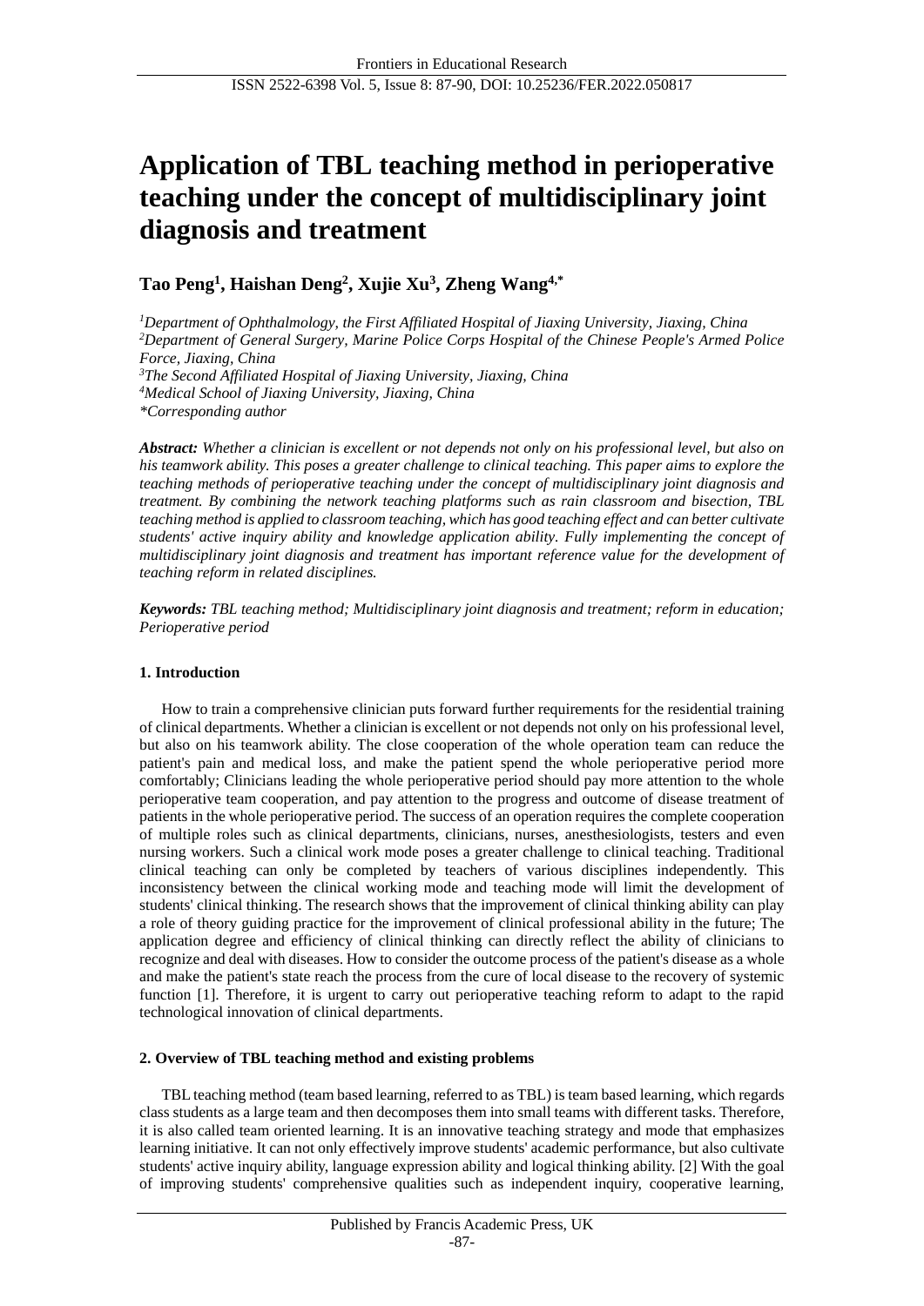# Application of TBL teaching method in perioperative teaching under the concept of multidisciplinary joint diagnosis and treatment

**Tao Peng[1], Haishan Deng[2], Xujie Xu[3], Zheng Wang[4,*]**

[1]*Department of Ophthalmology, the First Affiliated Hospital of Jiaxing University, Jiaxing, China*
[2]*Department of General Surgery, Marine Police Corps Hospital of the Chinese People's Armed Police Force, Jiaxing, China*
[3]*The Second Affiliated Hospital of Jiaxing University, Jiaxing, China*
[4]*Medical School of Jiaxing University, Jiaxing, China*
*\*Corresponding author*

***Abstract:*** *Whether a clinician is excellent or not depends not only on his professional level, but also on his teamwork ability. This poses a greater challenge to clinical teaching. This paper aims to explore the teaching methods of perioperative teaching under the concept of multidisciplinary joint diagnosis and treatment. By combining the network teaching platforms such as rain classroom and bisection, TBL teaching method is applied to classroom teaching, which has good teaching effect and can better cultivate students' active inquiry ability and knowledge application ability. Fully implementing the concept of multidisciplinary joint diagnosis and treatment has important reference value for the development of teaching reform in related disciplines.*

***Keywords:*** *TBL teaching method; Multidisciplinary joint diagnosis and treatment; reform in education; Perioperative period*

## 1. Introduction

How to train a comprehensive clinician puts forward further requirements for the residential training of clinical departments. Whether a clinician is excellent or not depends not only on his professional level, but also on his teamwork ability. The close cooperation of the whole operation team can reduce the patient's pain and medical loss, and make the patient spend the whole perioperative period more comfortably; Clinicians leading the whole perioperative period should pay more attention to the whole perioperative team cooperation, and pay attention to the progress and outcome of disease treatment of patients in the whole perioperative period. The success of an operation requires the complete cooperation of multiple roles such as clinical departments, clinicians, nurses, anesthesiologists, testers and even nursing workers. Such a clinical work mode poses a greater challenge to clinical teaching. Traditional clinical teaching can only be completed by teachers of various disciplines independently. This inconsistency between the clinical working mode and teaching mode will limit the development of students' clinical thinking. The research shows that the improvement of clinical thinking ability can play a role of theory guiding practice for the improvement of clinical professional ability in the future; The application degree and efficiency of clinical thinking can directly reflect the ability of clinicians to recognize and deal with diseases. How to consider the outcome process of the patient's disease as a whole and make the patient's state reach the process from the cure of local disease to the recovery of systemic function [1]. Therefore, it is urgent to carry out perioperative teaching reform to adapt to the rapid technological innovation of clinical departments.

## 2. Overview of TBL teaching method and existing problems

TBL teaching method (team based learning, referred to as TBL) is team based learning, which regards class students as a large team and then decomposes them into small teams with different tasks. Therefore, it is also called team oriented learning. It is an innovative teaching strategy and mode that emphasizes learning initiative. It can not only effectively improve students' academic performance, but also cultivate students' active inquiry ability, language expression ability and logical thinking ability. [2] With the goal of improving students' comprehensive qualities such as independent inquiry, cooperative learning,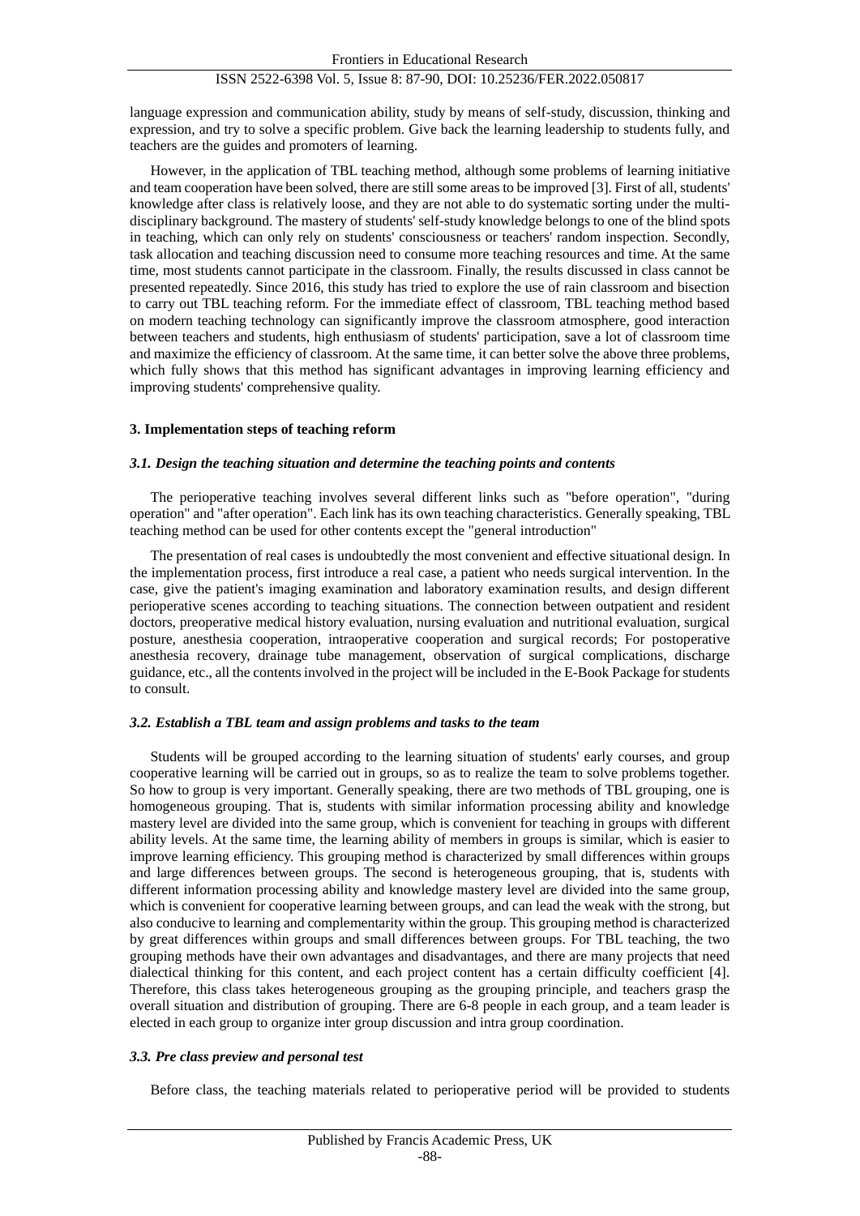language expression and communication ability, study by means of self-study, discussion, thinking and expression, and try to solve a specific problem. Give back the learning leadership to students fully, and teachers are the guides and promoters of learning.

However, in the application of TBL teaching method, although some problems of learning initiative and team cooperation have been solved, there are still some areas to be improved [3]. First of all, students' knowledge after class is relatively loose, and they are not able to do systematic sorting under the multi-disciplinary background. The mastery of students' self-study knowledge belongs to one of the blind spots in teaching, which can only rely on students' consciousness or teachers' random inspection. Secondly, task allocation and teaching discussion need to consume more teaching resources and time. At the same time, most students cannot participate in the classroom. Finally, the results discussed in class cannot be presented repeatedly. Since 2016, this study has tried to explore the use of rain classroom and bisection to carry out TBL teaching reform. For the immediate effect of classroom, TBL teaching method based on modern teaching technology can significantly improve the classroom atmosphere, good interaction between teachers and students, high enthusiasm of students' participation, save a lot of classroom time and maximize the efficiency of classroom. At the same time, it can better solve the above three problems, which fully shows that this method has significant advantages in improving learning efficiency and improving students' comprehensive quality.

## 3. Implementation steps of teaching reform

### *3.1. Design the teaching situation and determine the teaching points and contents*

The perioperative teaching involves several different links such as "before operation", "during operation" and "after operation". Each link has its own teaching characteristics. Generally speaking, TBL teaching method can be used for other contents except the "general introduction"

The presentation of real cases is undoubtedly the most convenient and effective situational design. In the implementation process, first introduce a real case, a patient who needs surgical intervention. In the case, give the patient's imaging examination and laboratory examination results, and design different perioperative scenes according to teaching situations. The connection between outpatient and resident doctors, preoperative medical history evaluation, nursing evaluation and nutritional evaluation, surgical posture, anesthesia cooperation, intraoperative cooperation and surgical records; For postoperative anesthesia recovery, drainage tube management, observation of surgical complications, discharge guidance, etc., all the contents involved in the project will be included in the E-Book Package for students to consult.

### *3.2. Establish a TBL team and assign problems and tasks to the team*

Students will be grouped according to the learning situation of students' early courses, and group cooperative learning will be carried out in groups, so as to realize the team to solve problems together. So how to group is very important. Generally speaking, there are two methods of TBL grouping, one is homogeneous grouping. That is, students with similar information processing ability and knowledge mastery level are divided into the same group, which is convenient for teaching in groups with different ability levels. At the same time, the learning ability of members in groups is similar, which is easier to improve learning efficiency. This grouping method is characterized by small differences within groups and large differences between groups. The second is heterogeneous grouping, that is, students with different information processing ability and knowledge mastery level are divided into the same group, which is convenient for cooperative learning between groups, and can lead the weak with the strong, but also conducive to learning and complementarity within the group. This grouping method is characterized by great differences within groups and small differences between groups. For TBL teaching, the two grouping methods have their own advantages and disadvantages, and there are many projects that need dialectical thinking for this content, and each project content has a certain difficulty coefficient [4]. Therefore, this class takes heterogeneous grouping as the grouping principle, and teachers grasp the overall situation and distribution of grouping. There are 6-8 people in each group, and a team leader is elected in each group to organize inter group discussion and intra group coordination.

### *3.3. Pre class preview and personal test*

Before class, the teaching materials related to perioperative period will be provided to students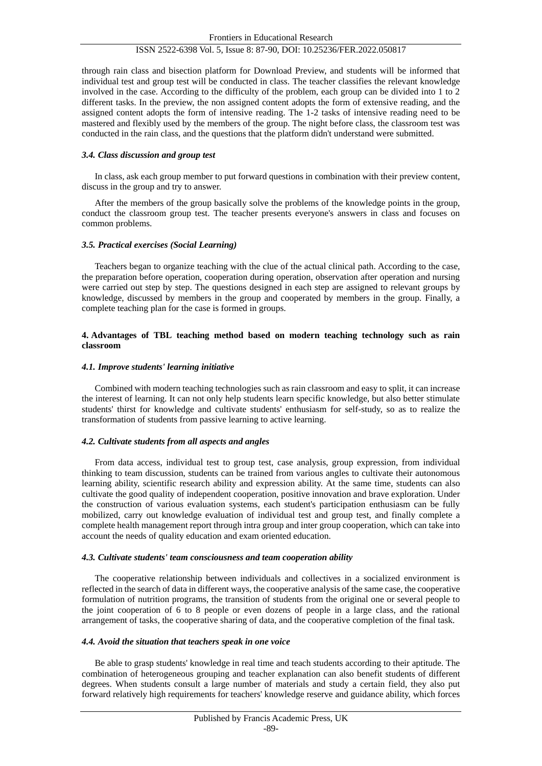through rain class and bisection platform for Download Preview, and students will be informed that individual test and group test will be conducted in class. The teacher classifies the relevant knowledge involved in the case. According to the difficulty of the problem, each group can be divided into 1 to 2 different tasks. In the preview, the non assigned content adopts the form of extensive reading, and the assigned content adopts the form of intensive reading. The 1-2 tasks of intensive reading need to be mastered and flexibly used by the members of the group. The night before class, the classroom test was conducted in the rain class, and the questions that the platform didn't understand were submitted.

### *3.4. Class discussion and group test*

In class, ask each group member to put forward questions in combination with their preview content, discuss in the group and try to answer.

After the members of the group basically solve the problems of the knowledge points in the group, conduct the classroom group test. The teacher presents everyone's answers in class and focuses on common problems.

### *3.5. Practical exercises (Social Learning)*

Teachers began to organize teaching with the clue of the actual clinical path. According to the case, the preparation before operation, cooperation during operation, observation after operation and nursing were carried out step by step. The questions designed in each step are assigned to relevant groups by knowledge, discussed by members in the group and cooperated by members in the group. Finally, a complete teaching plan for the case is formed in groups.

## 4. Advantages of TBL teaching method based on modern teaching technology such as rain classroom

### *4.1. Improve students' learning initiative*

Combined with modern teaching technologies such as rain classroom and easy to split, it can increase the interest of learning. It can not only help students learn specific knowledge, but also better stimulate students' thirst for knowledge and cultivate students' enthusiasm for self-study, so as to realize the transformation of students from passive learning to active learning.

### *4.2. Cultivate students from all aspects and angles*

From data access, individual test to group test, case analysis, group expression, from individual thinking to team discussion, students can be trained from various angles to cultivate their autonomous learning ability, scientific research ability and expression ability. At the same time, students can also cultivate the good quality of independent cooperation, positive innovation and brave exploration. Under the construction of various evaluation systems, each student's participation enthusiasm can be fully mobilized, carry out knowledge evaluation of individual test and group test, and finally complete a complete health management report through intra group and inter group cooperation, which can take into account the needs of quality education and exam oriented education.

### *4.3. Cultivate students' team consciousness and team cooperation ability*

The cooperative relationship between individuals and collectives in a socialized environment is reflected in the search of data in different ways, the cooperative analysis of the same case, the cooperative formulation of nutrition programs, the transition of students from the original one or several people to the joint cooperation of 6 to 8 people or even dozens of people in a large class, and the rational arrangement of tasks, the cooperative sharing of data, and the cooperative completion of the final task.

### *4.4. Avoid the situation that teachers speak in one voice*

Be able to grasp students' knowledge in real time and teach students according to their aptitude. The combination of heterogeneous grouping and teacher explanation can also benefit students of different degrees. When students consult a large number of materials and study a certain field, they also put forward relatively high requirements for teachers' knowledge reserve and guidance ability, which forces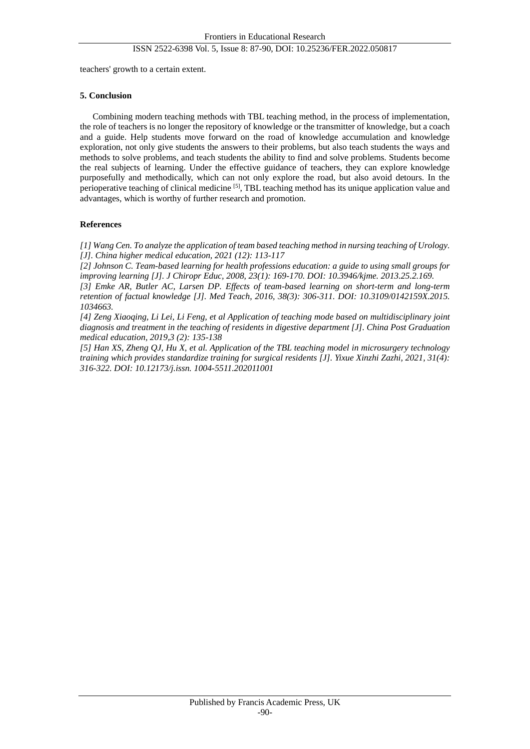teachers' growth to a certain extent.

## 5. Conclusion

Combining modern teaching methods with TBL teaching method, in the process of implementation, the role of teachers is no longer the repository of knowledge or the transmitter of knowledge, but a coach and a guide. Help students move forward on the road of knowledge accumulation and knowledge exploration, not only give students the answers to their problems, but also teach students the ways and methods to solve problems, and teach students the ability to find and solve problems. Students become the real subjects of learning. Under the effective guidance of teachers, they can explore knowledge purposefully and methodically, which can not only explore the road, but also avoid detours. In the perioperative teaching of clinical medicine [5], TBL teaching method has its unique application value and advantages, which is worthy of further research and promotion.

## References

*[1] Wang Cen. To analyze the application of team based teaching method in nursing teaching of Urology. [J]. China higher medical education, 2021 (12): 113-117*

*[2] Johnson C. Team-based learning for health professions education: a guide to using small groups for improving learning [J]. J Chiropr Educ, 2008, 23(1): 169-170. DOI: 10.3946/kjme. 2013.25.2.169.*

*[3] Emke AR, Butler AC, Larsen DP. Effects of team-based learning on short-term and long-term retention of factual knowledge [J]. Med Teach, 2016, 38(3): 306-311. DOI: 10.3109/0142159X.2015. 1034663.*

*[4] Zeng Xiaoqing, Li Lei, Li Feng, et al Application of teaching mode based on multidisciplinary joint diagnosis and treatment in the teaching of residents in digestive department [J]. China Post Graduation medical education, 2019,3 (2): 135-138*

*[5] Han XS, Zheng QJ, Hu X, et al. Application of the TBL teaching model in microsurgery technology training which provides standardize training for surgical residents [J]. Yixue Xinzhi Zazhi, 2021, 31(4): 316-322. DOI: 10.12173/j.issn. 1004-5511.202011001*